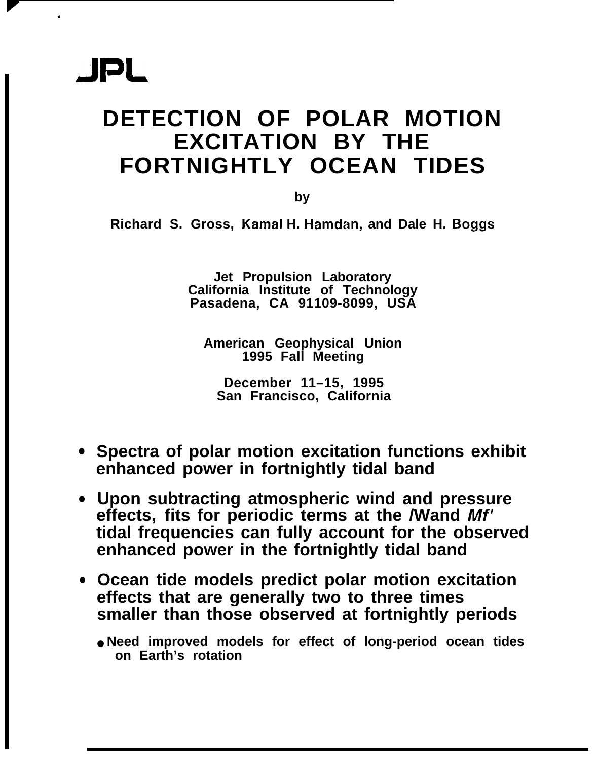JPL

# DETECTION OF POLAR MOTION EXCITATION BY THE FORTNIGHTLY OCEAN TIDES

by

**Richard S. Gross, Kamal H. Hamdan, and Dale H. Boggs**

**Jet Propulsion Laboratory**
**California Institute of Technology**
**Pasadena, CA 91109-8099, USA**

**American Geophysical Union**
**1995 Fall Meeting**

**December 11–15, 1995**
**San Francisco, California**

- **Spectra of polar motion excitation functions exhibit enhanced power in fortnightly tidal band**
- **Upon subtracting atmospheric wind and pressure effects, fits for periodic terms at the *Mf* and *Mf'* tidal frequencies can fully account for the observed enhanced power in the fortnightly tidal band**
- **Ocean tide models predict polar motion excitation effects that are generally two to three times smaller than those observed at fortnightly periods**
  - **Need improved models for effect of long-period ocean tides on Earth's rotation**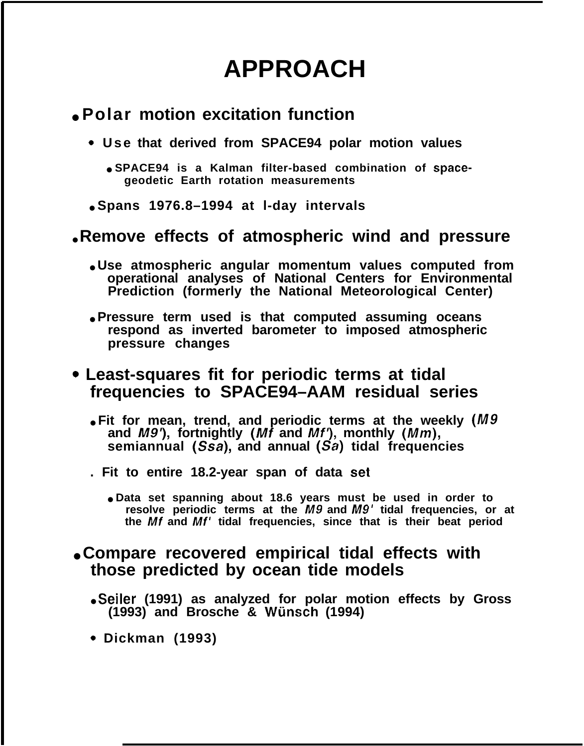# APPROACH

- **Polar motion excitation function**
  - **Use that derived from SPACE94 polar motion values**
    - **SPACE94 is a Kalman filter-based combination of space-geodetic Earth rotation measurements**
  - **Spans 1976.8–1994 at l-day intervals**

- **Remove effects of atmospheric wind and pressure**
  - **Use atmospheric angular momentum values computed from operational analyses of National Centers for Environmental Prediction (formerly the National Meteorological Center)**
  - **Pressure term used is that computed assuming oceans respond as inverted barometer to imposed atmospheric pressure changes**

- **Least-squares fit for periodic terms at tidal frequencies to SPACE94–AAM residual series**
  - **Fit for mean, trend, and periodic terms at the weekly (*M9* and *M9'*), fortnightly (*Mf* and *Mf'*), monthly (*Mm*), semiannual (*Ssa*), and annual (*Sa*) tidal frequencies**
  - **Fit to entire 18.2-year span of data set**
    - **Data set spanning about 18.6 years must be used in order to resolve periodic terms at the *M9* and *M9'* tidal frequencies, or at the *Mf* and *Mf'* tidal frequencies, since that is their beat period**

- **Compare recovered empirical tidal effects with those predicted by ocean tide models**
  - **Seiler (1991) as analyzed for polar motion effects by Gross (1993) and Brosche & Wünsch (1994)**
  - **Dickman (1993)**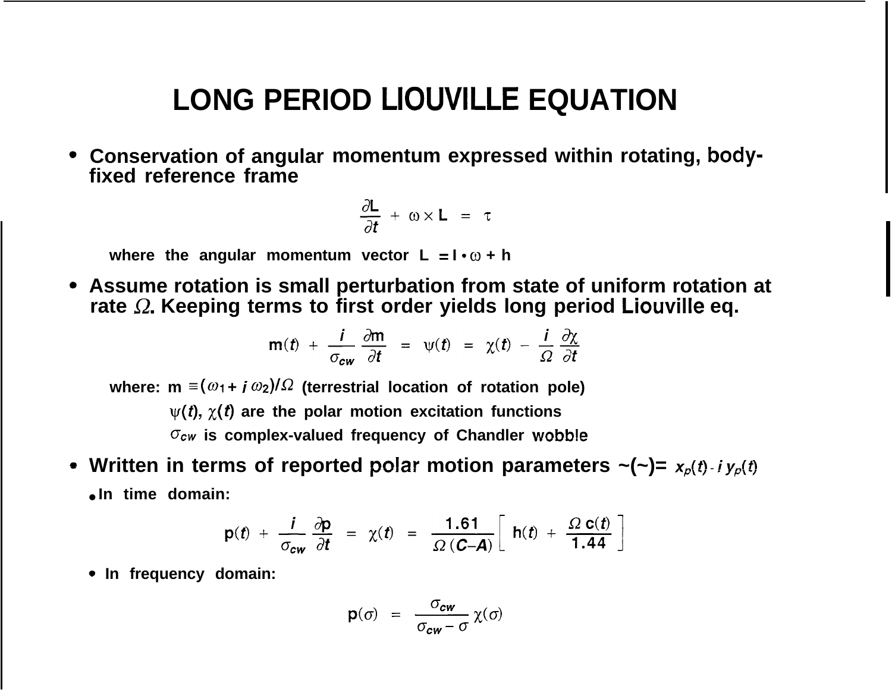# LONG PERIOD LIOUVILLE EQUATION

- Conservation of angular momentum expressed within rotating, body-fixed reference frame

$$\frac{\partial \mathbf{L}}{\partial t} + \omega \times \mathbf{L} = \tau$$

where the angular momentum vector $\mathbf{L} = \mathbf{I} \cdot \omega + \mathbf{h}$

- Assume rotation is small perturbation from state of uniform rotation at rate $\Omega$. Keeping terms to first order yields long period Liouville eq.

$$\mathbf{m}(t) + \frac{i}{\sigma_{cw}} \frac{\partial \mathbf{m}}{\partial t} = \psi(t) = \chi(t) - \frac{i}{\Omega} \frac{\partial \chi}{\partial t}$$

where: $\mathbf{m} \equiv (\omega_1 + i\,\omega_2)/\Omega$ (terrestrial location of rotation pole)

$\psi(t)$, $\chi(t)$ are the polar motion excitation functions

$\sigma_{cw}$ is complex-valued frequency of Chandler wobble

- Written in terms of reported polar motion parameters ~(~)= $x_p(t) - i\,y_p(t)$
  - In time domain:

$$\mathbf{p}(t) + \frac{i}{\sigma_{cw}} \frac{\partial \mathbf{p}}{\partial t} = \chi(t) = \frac{1.61}{\Omega\,(C-A)} \left[ \mathbf{h}(t) + \frac{\Omega\, \mathbf{c}(t)}{1.44} \right]$$

  - In frequency domain:

$$\mathbf{p}(\sigma) = \frac{\sigma_{cw}}{\sigma_{cw} - \sigma} \chi(\sigma)$$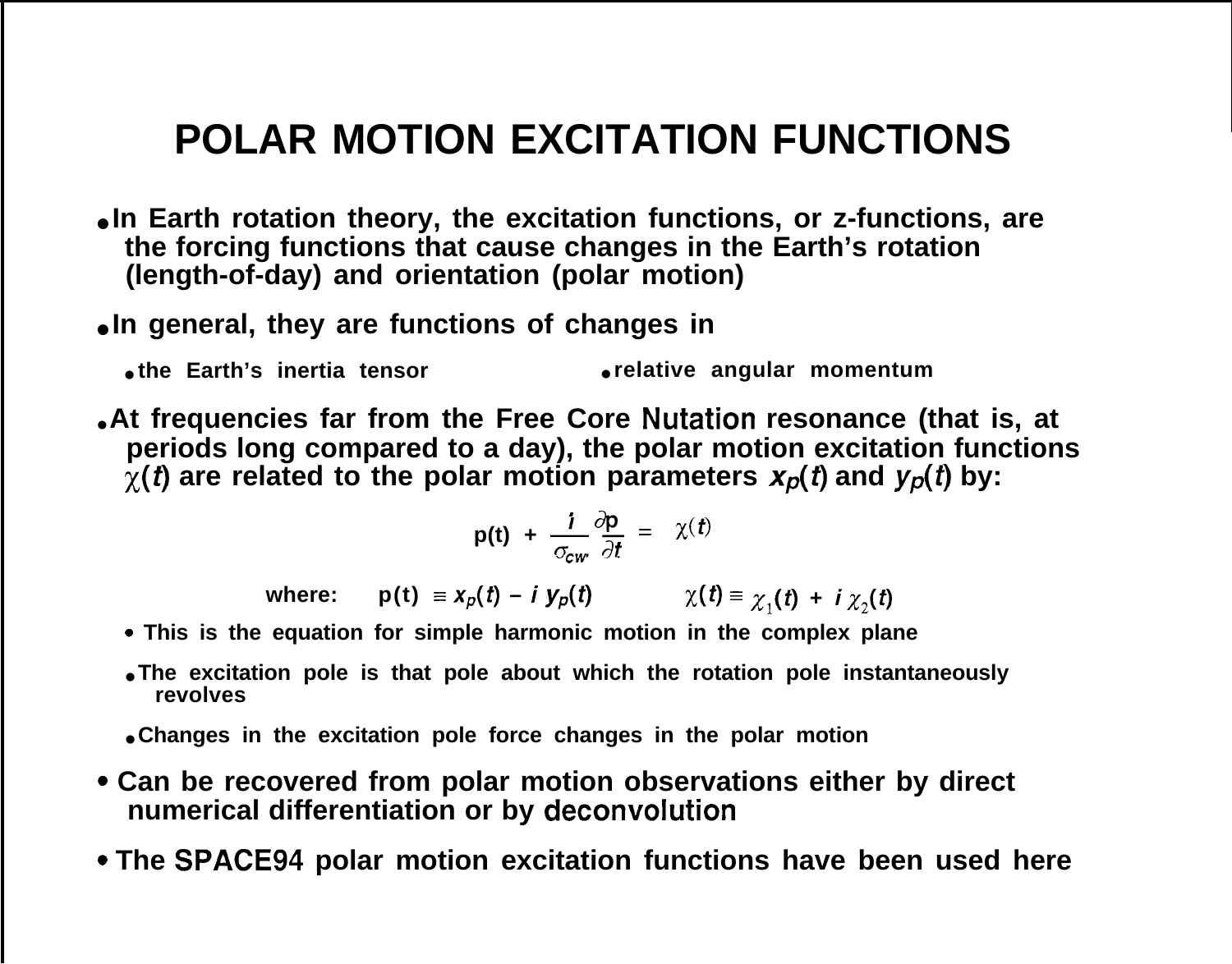# POLAR MOTION EXCITATION FUNCTIONS

- In Earth rotation theory, the excitation functions, or z-functions, are the forcing functions that cause changes in the Earth's rotation (length-of-day) and orientation (polar motion)
- In general, they are functions of changes in
  - the Earth's inertia tensor
  - relative angular momentum
- At frequencies far from the Free Core Nutation resonance (that is, at periods long compared to a day), the polar motion excitation functions $\chi(t)$ are related to the polar motion parameters $x_p(t)$ and $y_p(t)$ by:

$$\mathrm{p}(t) + \frac{i}{\sigma_{cw}} \frac{\partial \mathrm{p}}{\partial t} = \chi(t)$$

where: $\mathrm{p}(t) \equiv x_p(t) - i\, y_p(t)$ $\qquad \chi(t) \equiv \chi_1(t) + i\, \chi_2(t)$

  - This is the equation for simple harmonic motion in the complex plane
  - The excitation pole is that pole about which the rotation pole instantaneously revolves
  - Changes in the excitation pole force changes in the polar motion
- Can be recovered from polar motion observations either by direct numerical differentiation or by deconvolution
- The SPACE94 polar motion excitation functions have been used here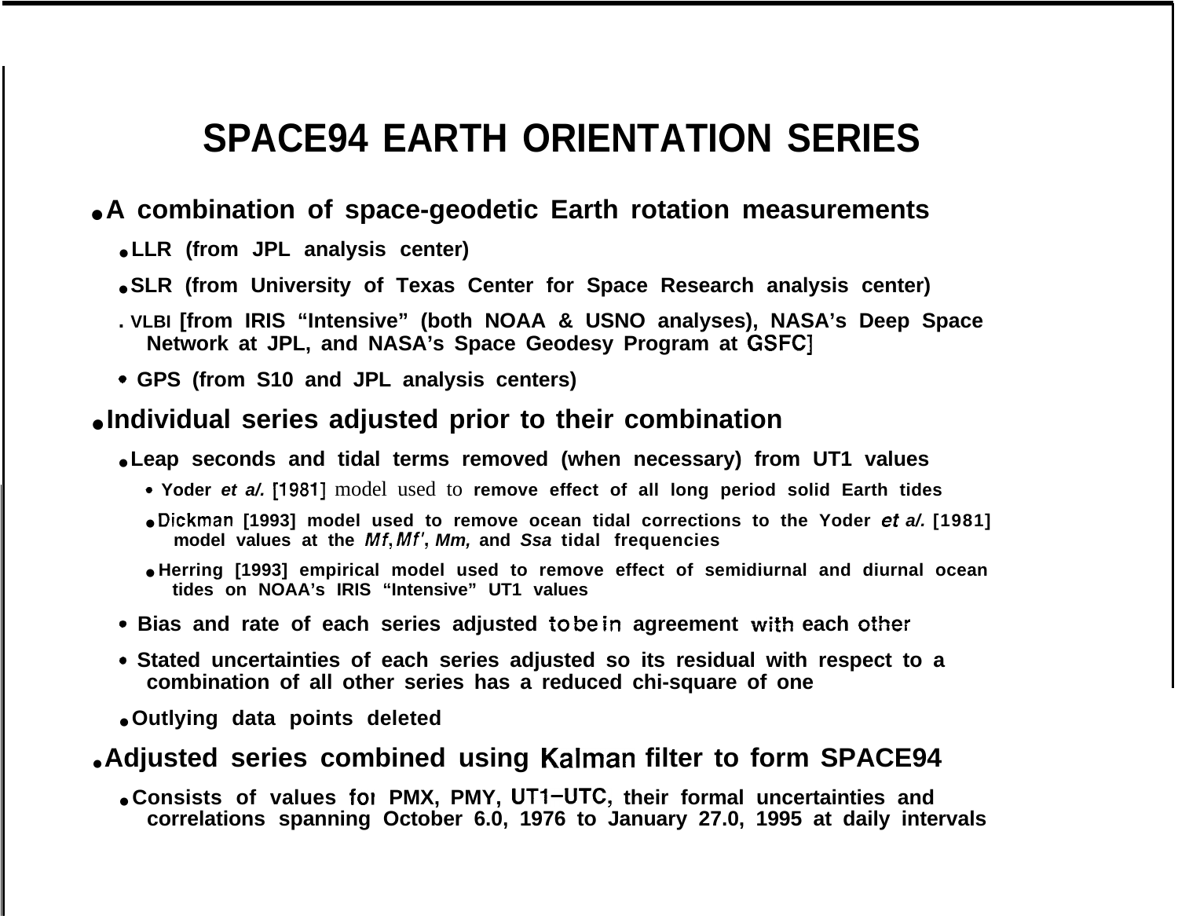# SPACE94 EARTH ORIENTATION SERIES

- **A combination of space-geodetic Earth rotation measurements**
  - **LLR (from JPL analysis center)**
  - **SLR (from University of Texas Center for Space Research analysis center)**
  - **VLBI [from IRIS "Intensive" (both NOAA & USNO analyses), NASA's Deep Space Network at JPL, and NASA's Space Geodesy Program at GSFC]**
  - **GPS (from S10 and JPL analysis centers)**
- **Individual series adjusted prior to their combination**
  - **Leap seconds and tidal terms removed (when necessary) from UT1 values**
    - **Yoder *et al.* [1981]** model used to **remove effect of all long period solid Earth tides**
    - **Dickman [1993] model used to remove ocean tidal corrections to the Yoder *et al.* [1981] model values at the *Mf*, *Mf'*, *Mm,* and *Ssa* tidal frequencies**
    - **Herring [1993] empirical model used to remove effect of semidiurnal and diurnal ocean tides on NOAA's IRIS "Intensive" UT1 values**
  - **Bias and rate of each series adjusted to be in agreement with each other**
  - **Stated uncertainties of each series adjusted so its residual with respect to a combination of all other series has a reduced chi-square of one**
  - **Outlying data points deleted**
- **Adjusted series combined using Kalman filter to form SPACE94**
  - **Consists of values for PMX, PMY, UT1–UTC, their formal uncertainties and correlations spanning October 6.0, 1976 to January 27.0, 1995 at daily intervals**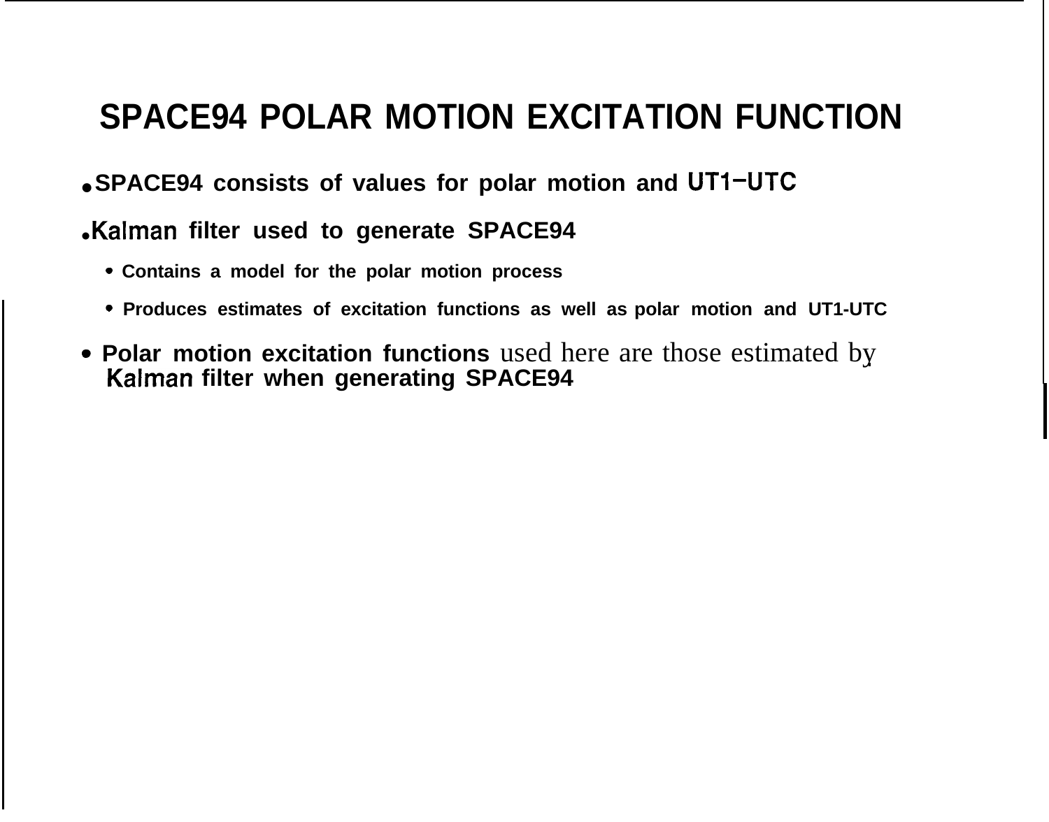# SPACE94 POLAR MOTION EXCITATION FUNCTION

- **SPACE94 consists of values for polar motion and UT1–UTC**
- **Kalman filter used to generate SPACE94**
  - **Contains a model for the polar motion process**
  - **Produces estimates of excitation functions as well as polar motion and UT1-UTC**
- **Polar motion excitation functions** used here are those estimated by **Kalman filter when generating SPACE94**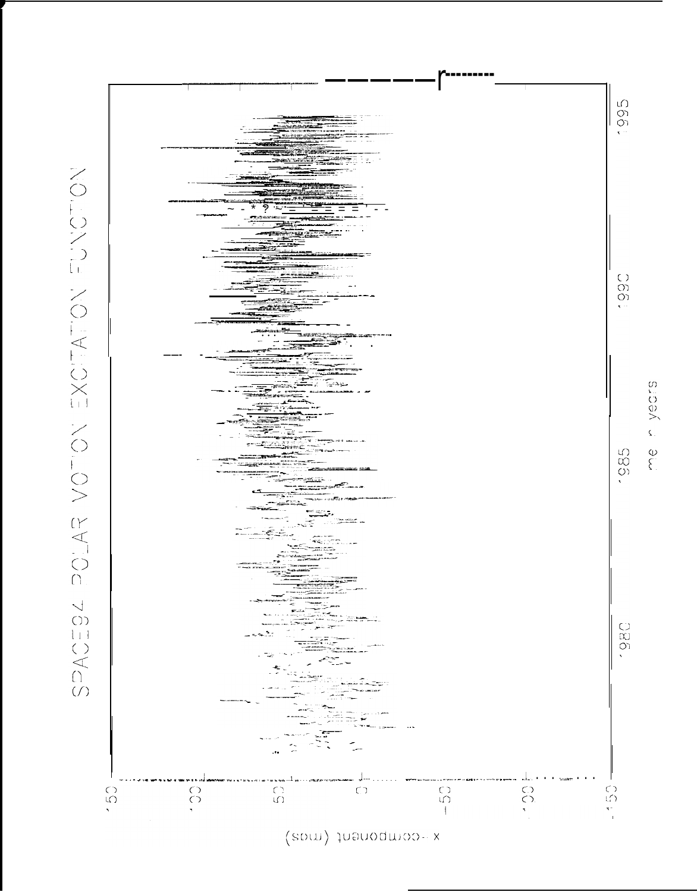SPACE94 POLAR MOTION EXCITATION FUNCTION

150 100 50 0 -50 -100 -150

x-component (mas)

1980 1985 1990 1995

Time in years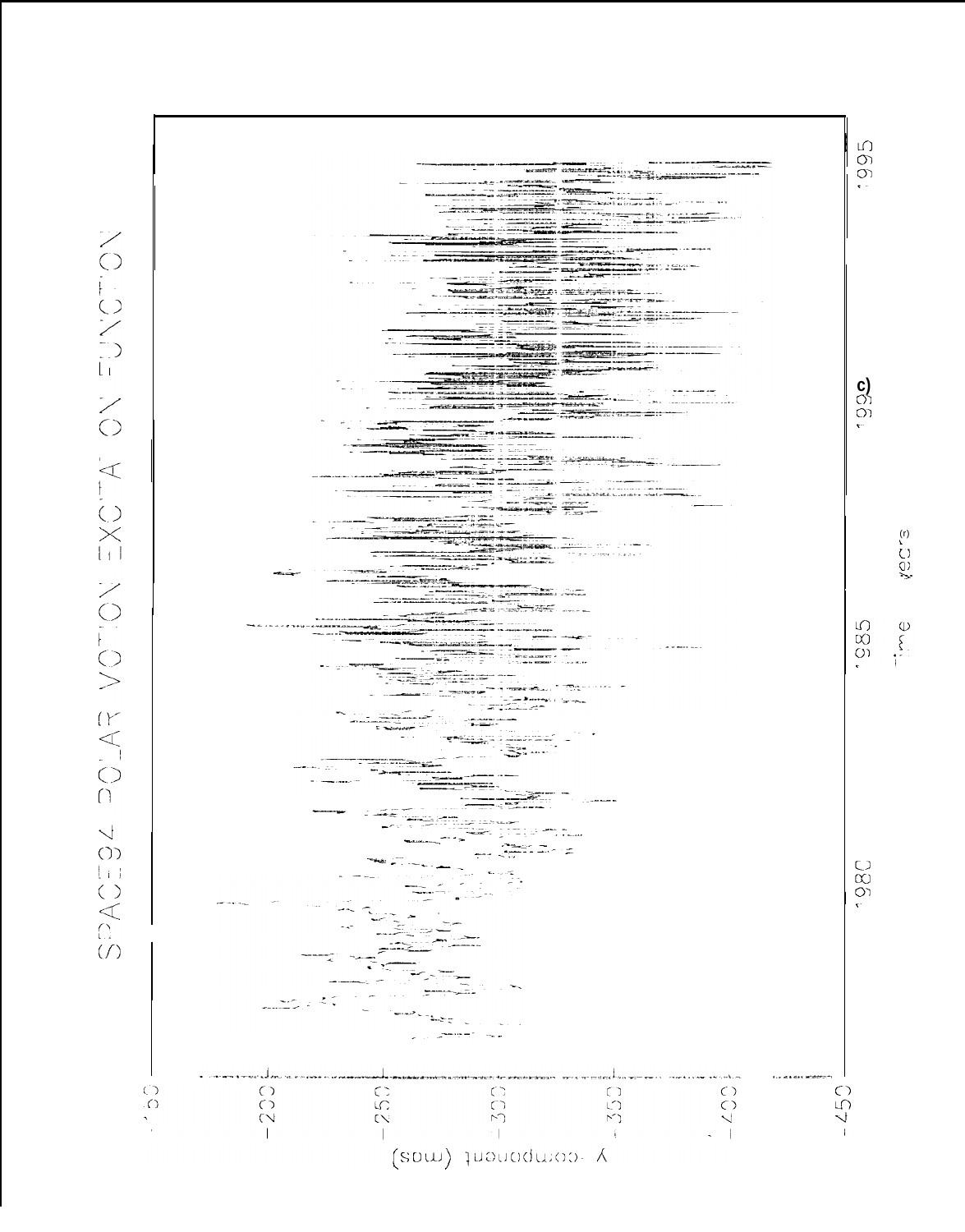SPACE94 POLAR MOTION EXCITATION FUNCTION

c)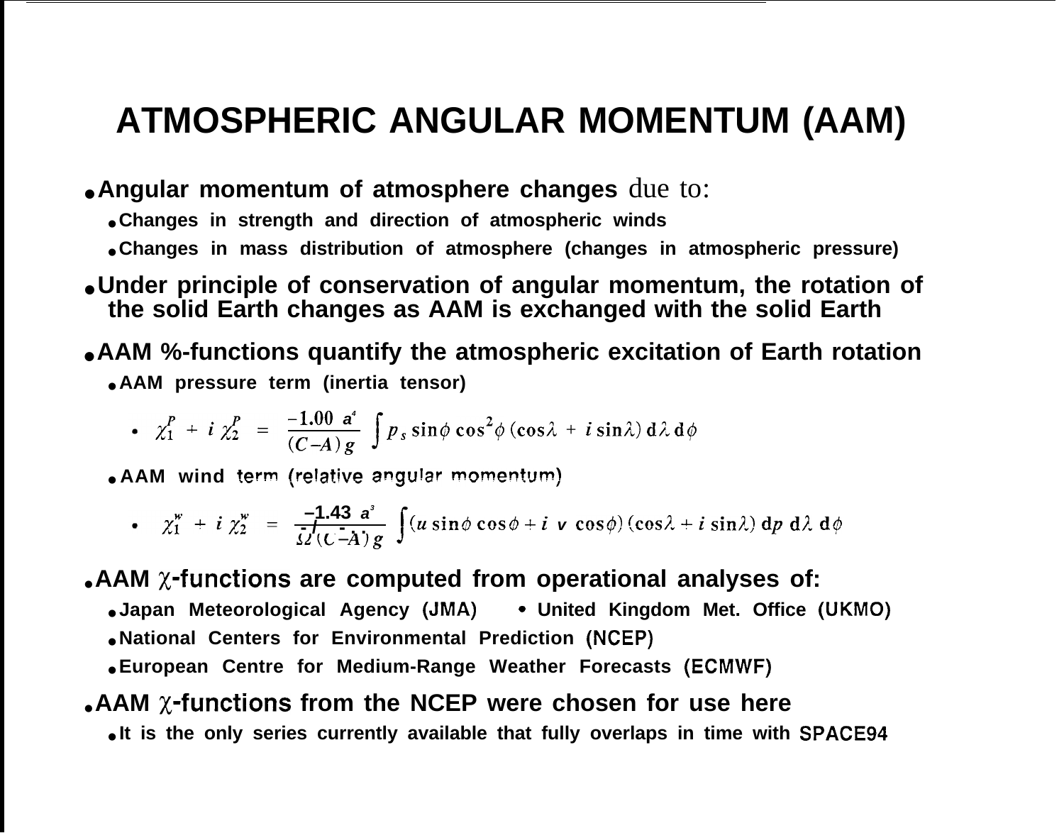# ATMOSPHERIC ANGULAR MOMENTUM (AAM)

- **Angular momentum of atmosphere changes** due to:
  - **Changes in strength and direction of atmospheric winds**
  - **Changes in mass distribution of atmosphere (changes in atmospheric pressure)**
- **Under principle of conservation of angular momentum, the rotation of the solid Earth changes as AAM is exchanged with the solid Earth**
- **AAM %-functions quantify the atmospheric excitation of Earth rotation**
  - **AAM pressure term (inertia tensor)**
    - $$\chi_1^P + i\,\chi_2^P = \frac{-1.00\ a^4}{(C-A)\,g} \int p_s \sin\phi \cos^2\phi\,(\cos\lambda + i \sin\lambda)\,\mathrm{d}\lambda\,\mathrm{d}\phi$$
  - **AAM wind term (relative angular momentum)**
    - $$\chi_1^w + i\,\chi_2^w = \frac{-1.43\ a^3}{\Omega\,(C-A)\,g} \int (u \sin\phi \cos\phi + i\ v\ \cos\phi)(\cos\lambda + i \sin\lambda)\,\mathrm{d}p\,\mathrm{d}\lambda\,\mathrm{d}\phi$$
- **AAM $\chi$-functions are computed from operational analyses of:**
  - **Japan Meteorological Agency (JMA)**
  - **United Kingdom Met. Office (UKMO)**
  - **National Centers for Environmental Prediction (NCEP)**
  - **European Centre for Medium-Range Weather Forecasts (ECMWF)**
- **AAM $\chi$-functions from the NCEP were chosen for use here**
  - **It is the only series currently available that fully overlaps in time with SPACE94**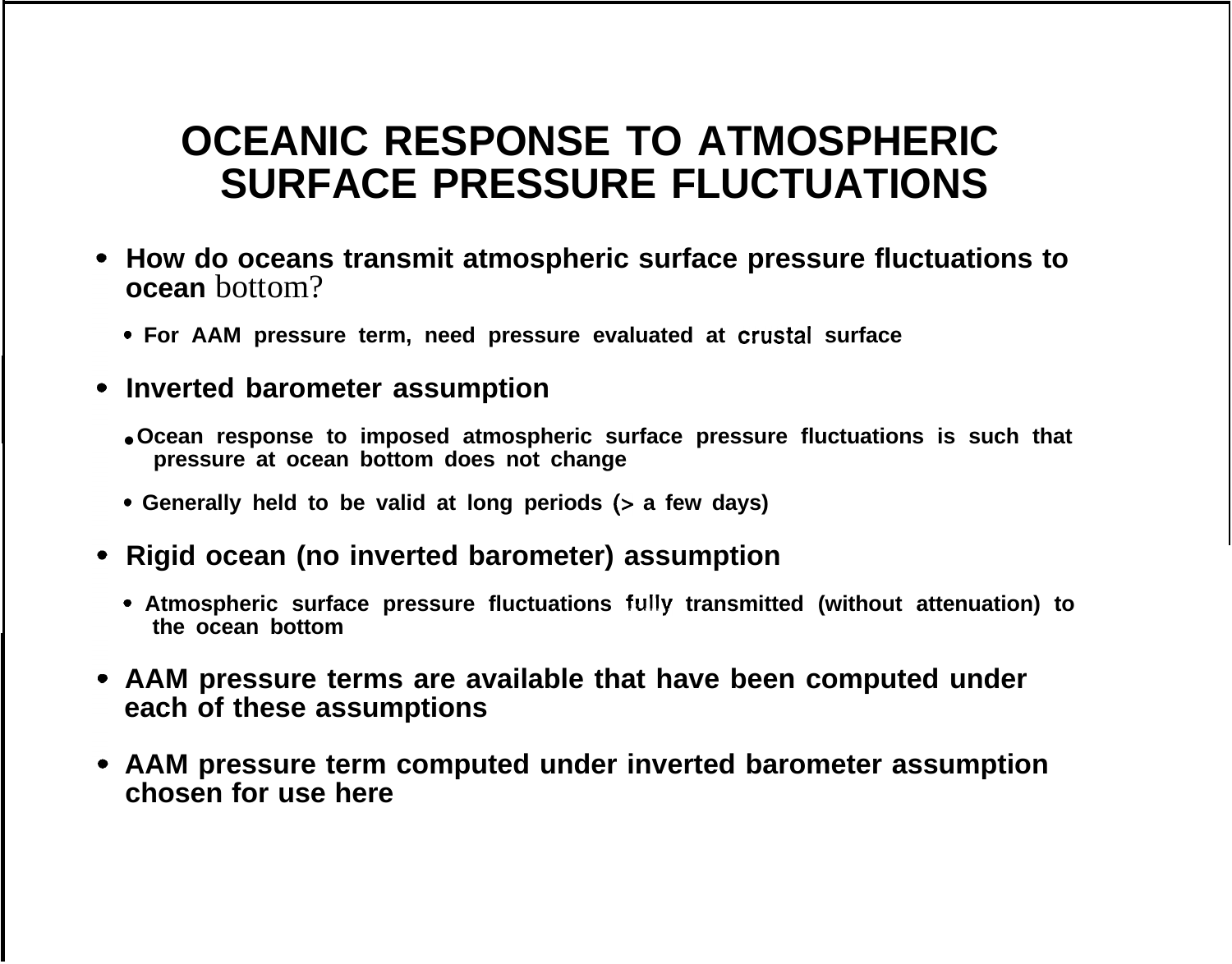# OCEANIC RESPONSE TO ATMOSPHERIC SURFACE PRESSURE FLUCTUATIONS

- **How do oceans transmit atmospheric surface pressure fluctuations to ocean** bottom?
  - **For AAM pressure term, need pressure evaluated at crustal surface**
- **Inverted barometer assumption**
  - **Ocean response to imposed atmospheric surface pressure fluctuations is such that pressure at ocean bottom does not change**
  - **Generally held to be valid at long periods (> a few days)**
- **Rigid ocean (no inverted barometer) assumption**
  - **Atmospheric surface pressure fluctuations fully transmitted (without attenuation) to the ocean bottom**
- **AAM pressure terms are available that have been computed under each of these assumptions**
- **AAM pressure term computed under inverted barometer assumption chosen for use here**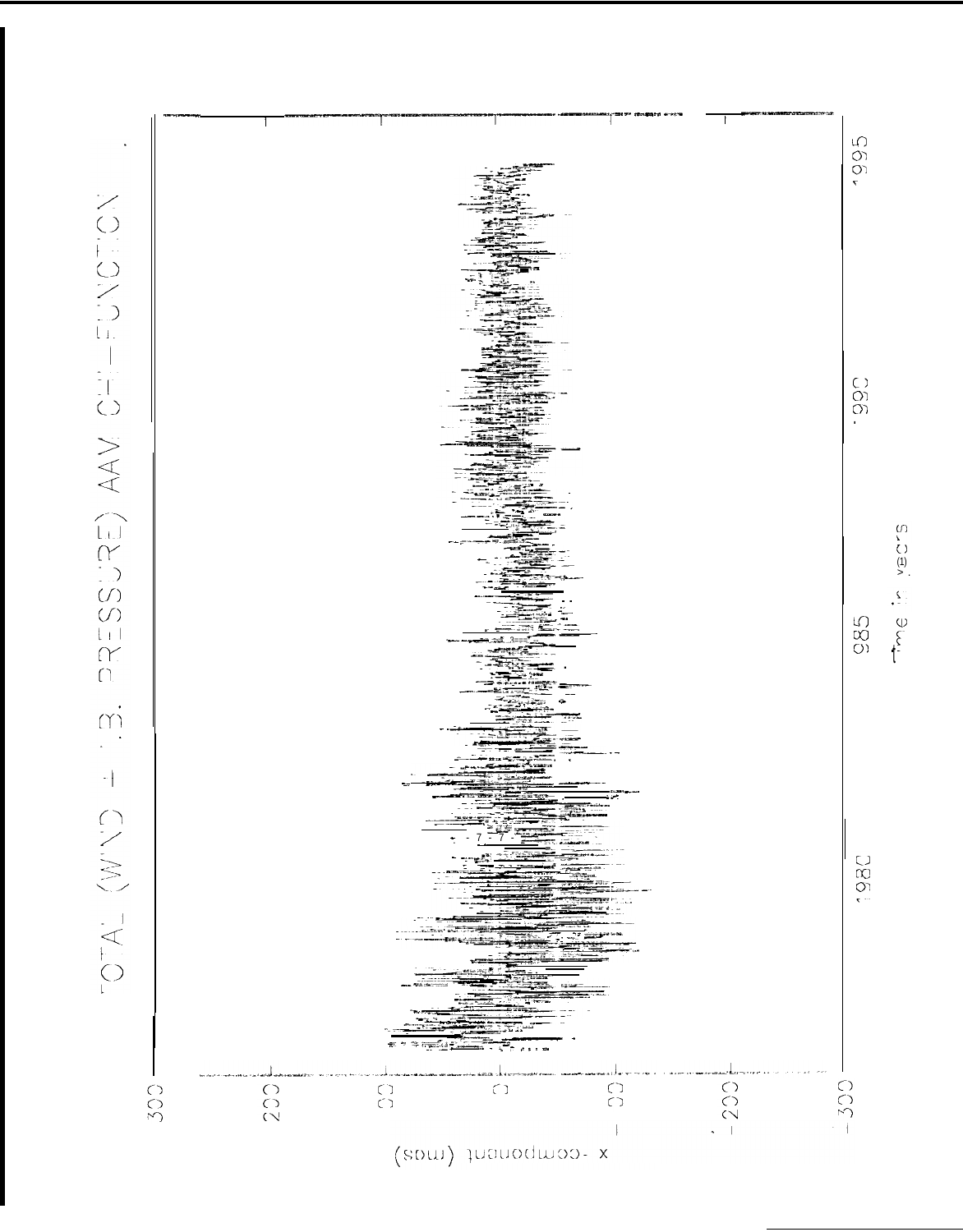TOTAL (WIND + I.B. PRESSURE) AAV CHI-FUNCTION

x -component (mas)

300
200
100
0
-100
-200
-300

1980
1985
1990
1995

Time in years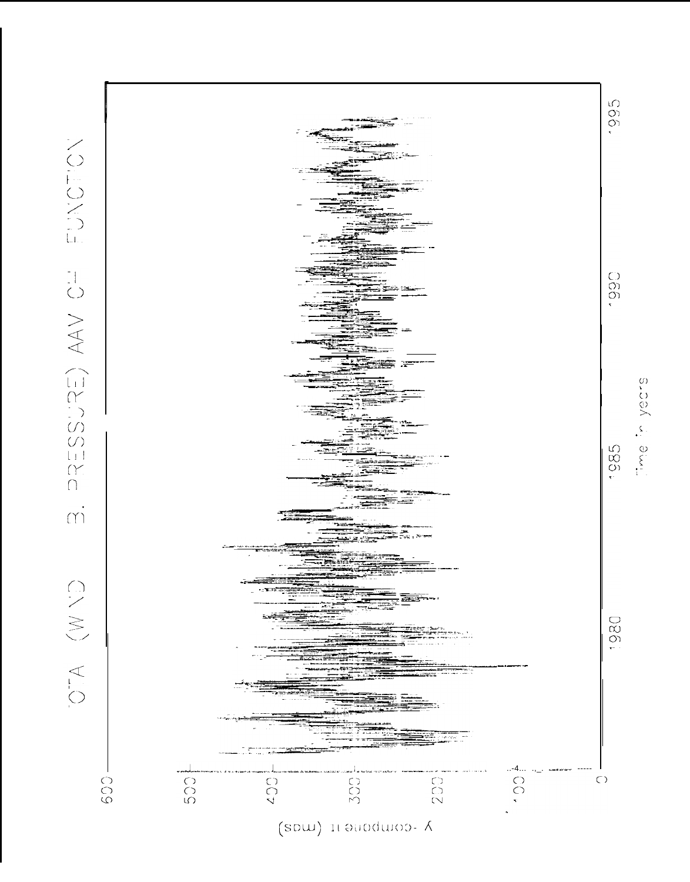TOTAL (WIND + PRESSURE) AAM CHI FUNCTION

y-component (mas)

Time in years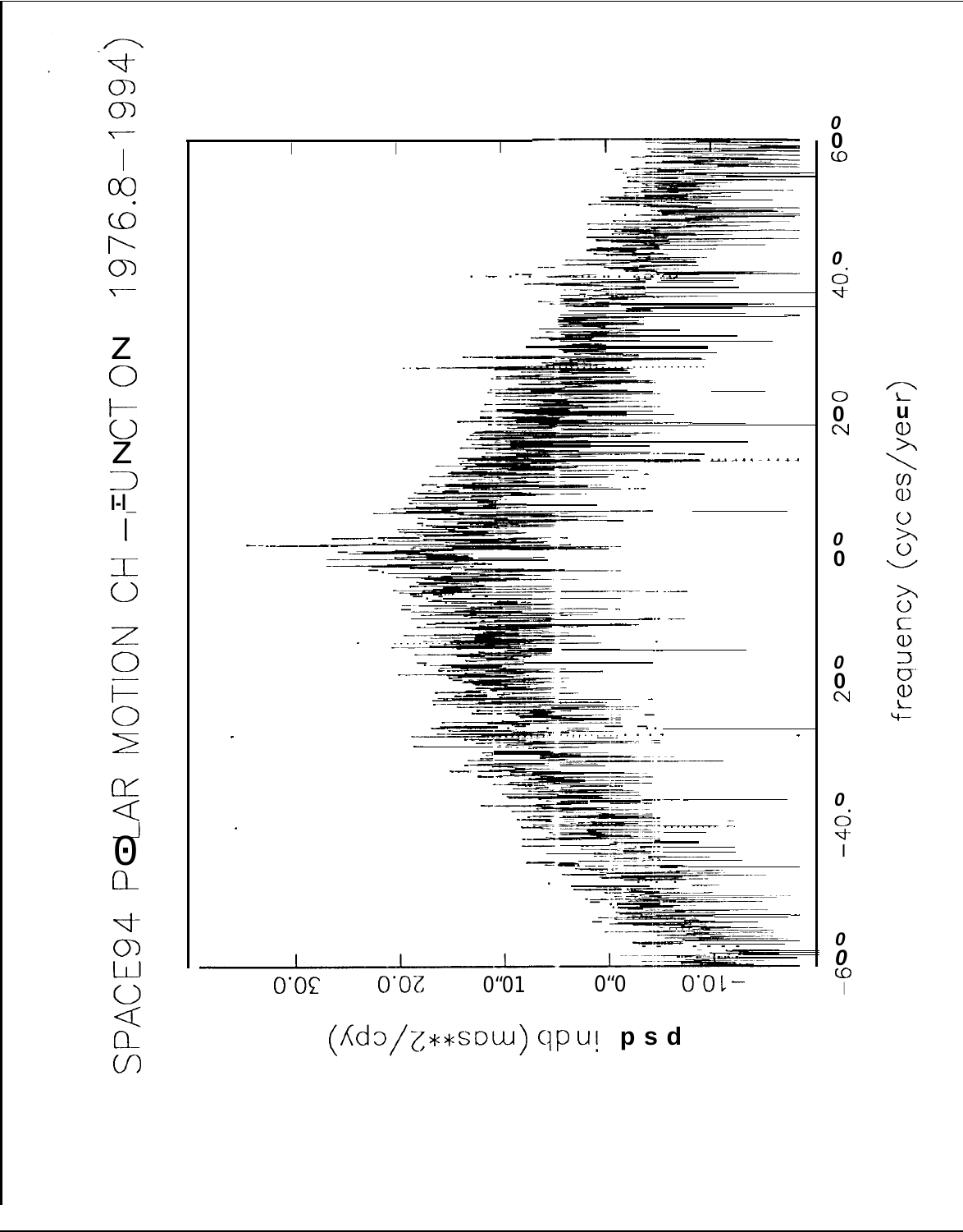SPACE94 POLAR MOTION CH - FUNCTION 1976.8-1994)

psd in db (mas**2/cpy)

-10.0
0.0
10.0
20.0
30.0

-60.0
-40.0
-20.0
0.0
20.0
40.0
60.0

frequency (cycles/year)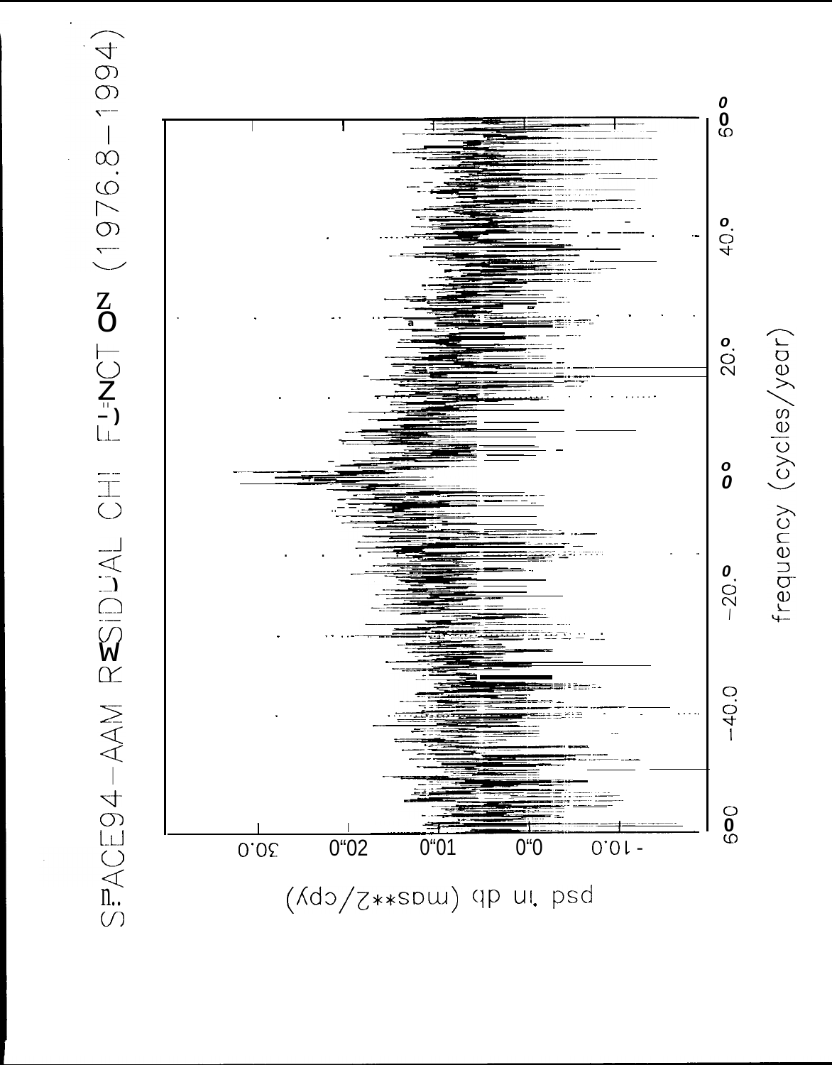SPACE94-AAM RESIDUAL CHI FUNCTION (1976.8-1994)

psd in db (mas**2/cpy)

frequency (cycles/year)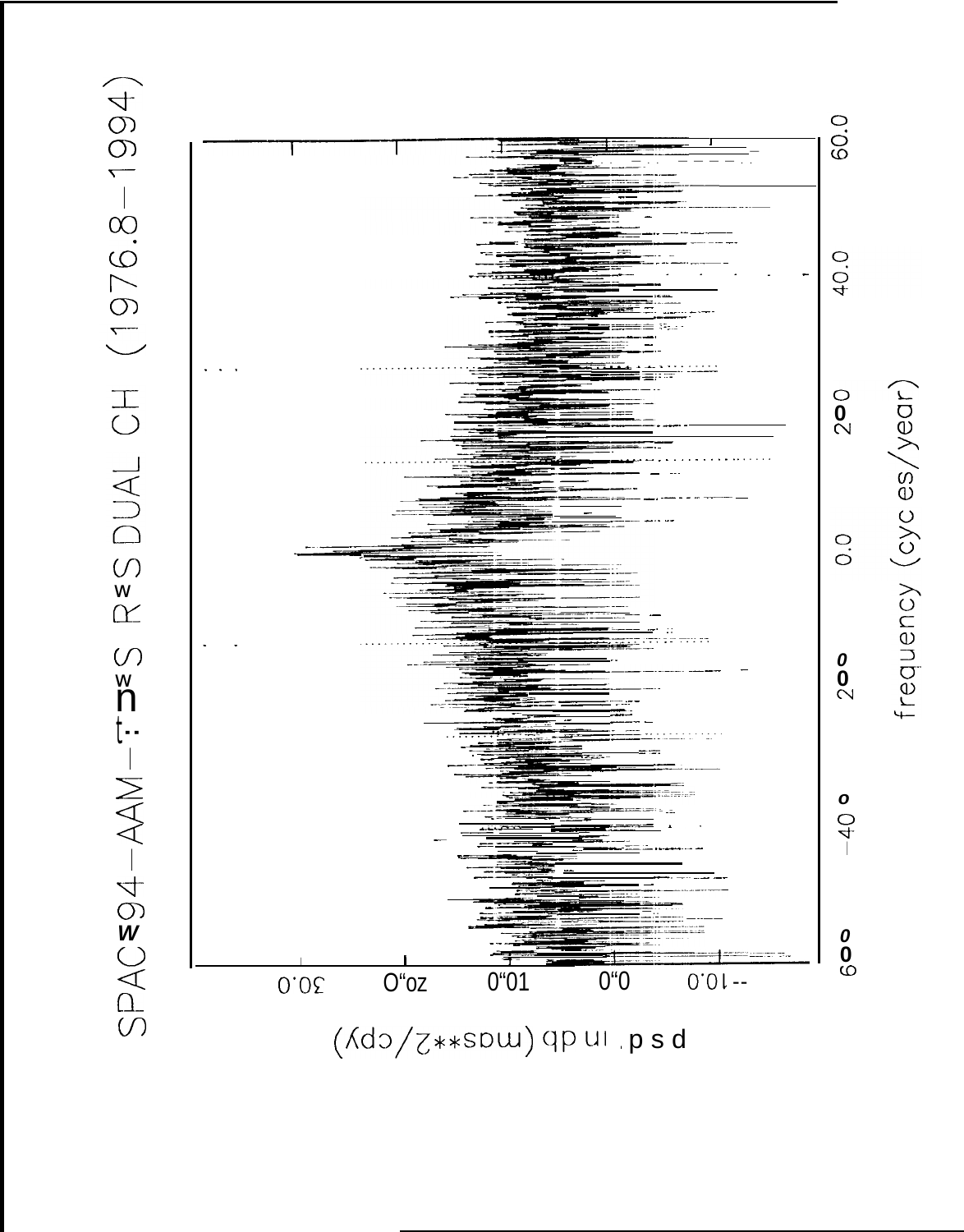SPAC94—AAM—UT1 RMS DUAL CH (1976.8—1994)

psd in db (mas**2/cpy)

30.0

20.0

10.0

0.0

-10.0

-60.0 -40.0 -20.0 0.0 20.0 40.0 60.0

frequency (cycles/year)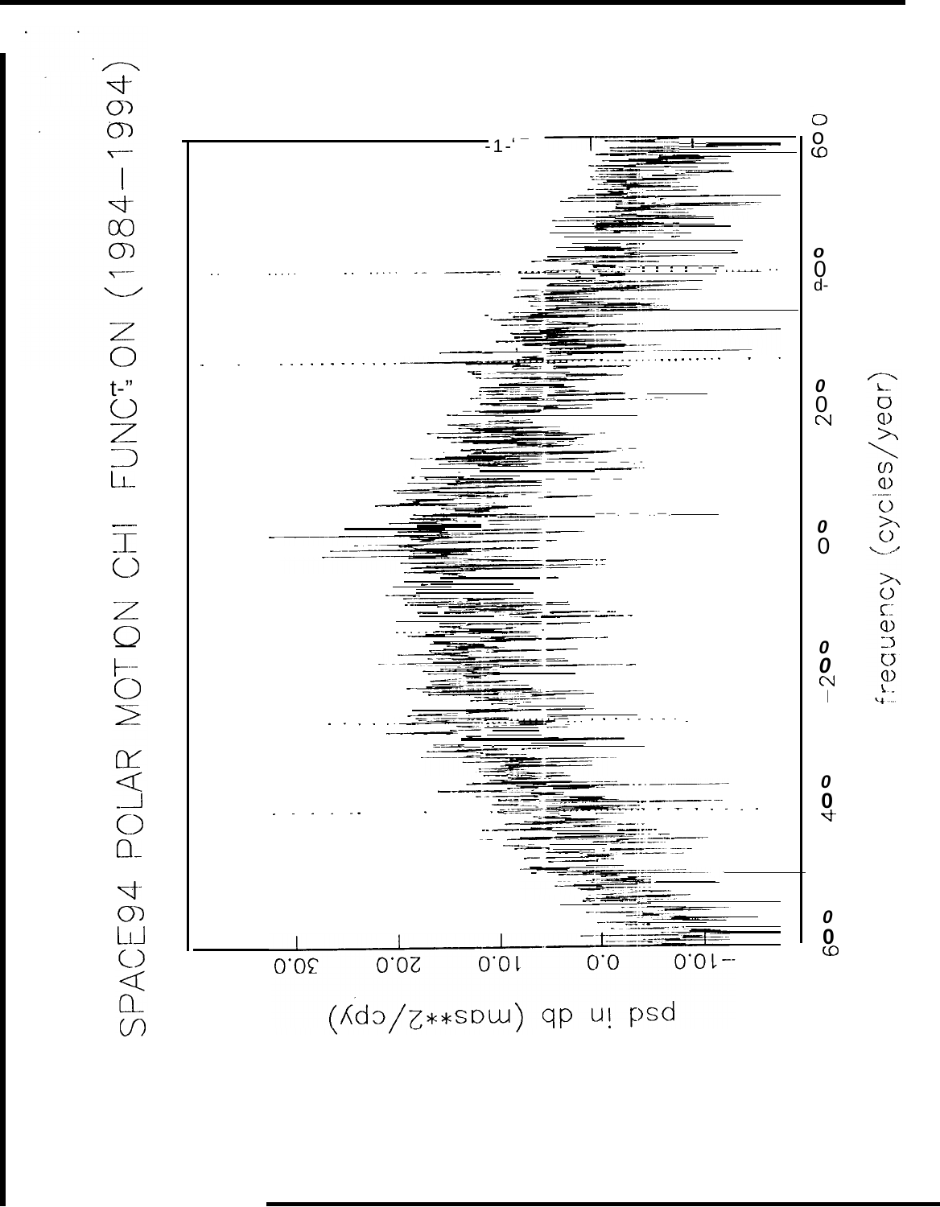SPACE94 POLAR MOTION CHI FUNCTION (1984–1994)

psd in db (mas**2/cpy)

30.0 20.0 10.0 0.0 −10.0

frequency (cycles/year)

600 400 200 0 −200 −400 −600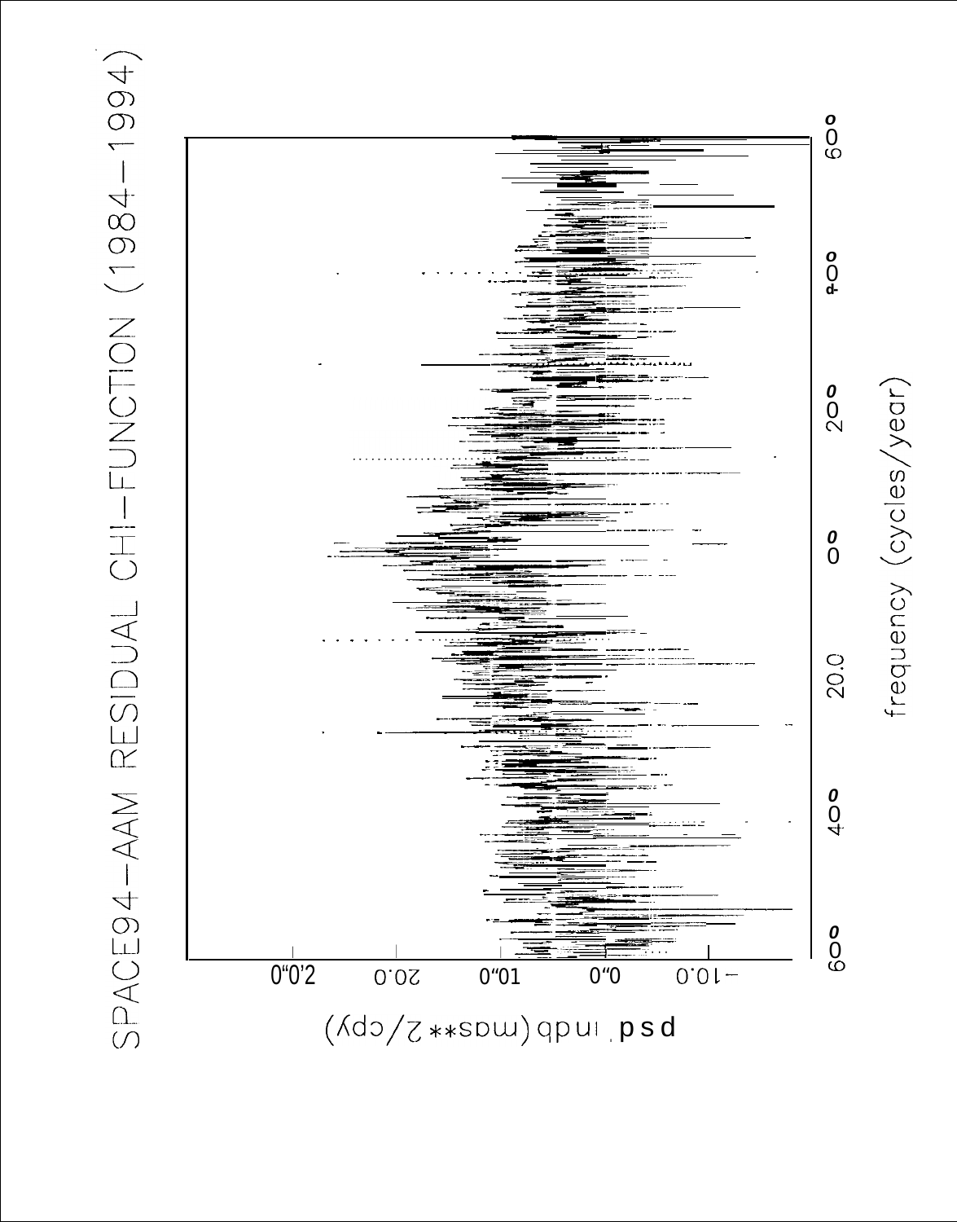SPACE94—AAM RESIDUAL CHI—FUNCTION (1984—1994)

psd in db (mas**2/cpy)

frequency (cycles/year)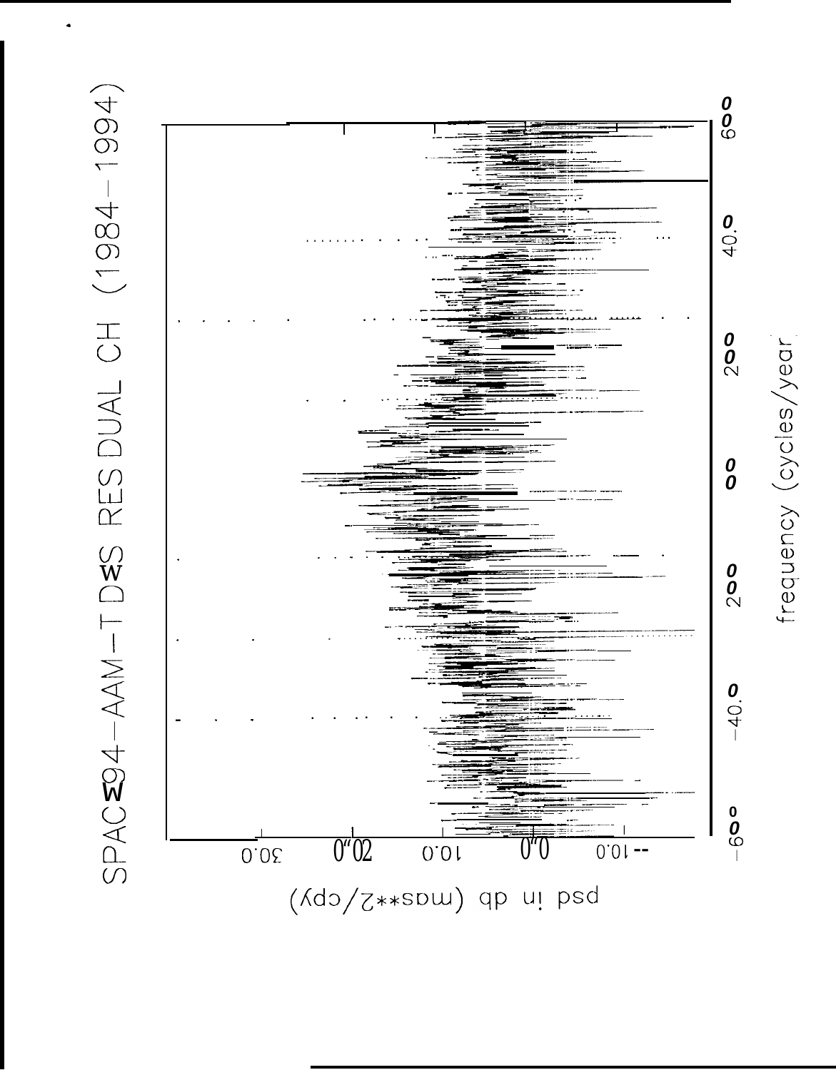SPACE94-AAM-TIDES RESIDUAL CH (1984-1994)

psd in db (mas**2/cpy)

30.0 20.0 10.0 0.0 -10.0

frequency (cycles/year)

-60.0 -40.0 -20.0 0.0 20.0 40.0 60.0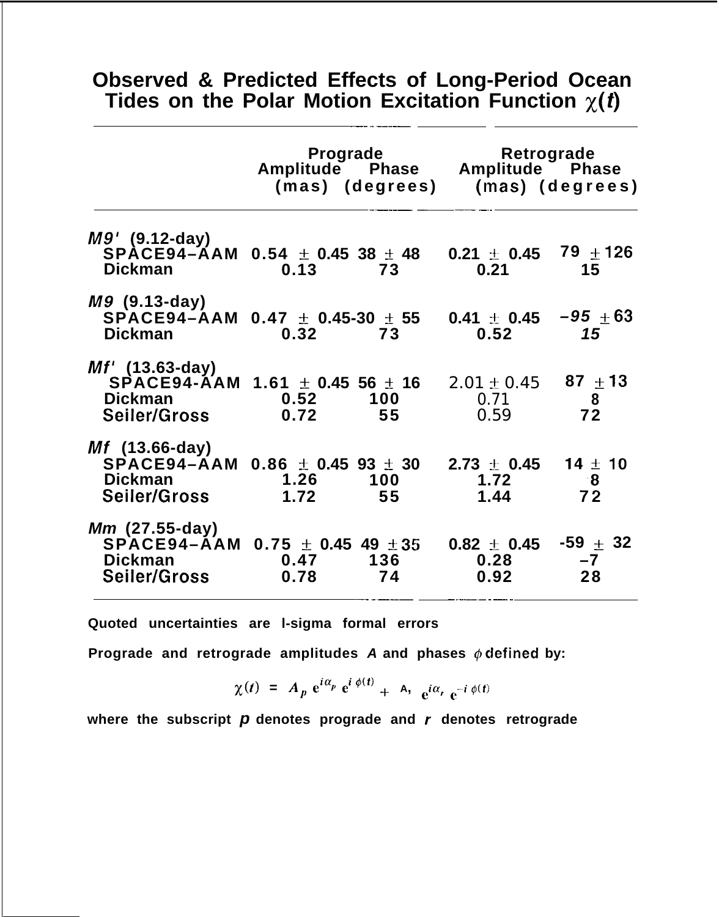# Observed & Predicted Effects of Long-Period Ocean Tides on the Polar Motion Excitation Function $\chi(t)$

| | Prograde Amplitude (mas) | Prograde Phase (degrees) | Retrograde Amplitude (mas) | Retrograde Phase (degrees) |
|---|---|---|---|---|
| ***M9'* (9.12-day)** | | | | |
| SPACE94–AAM | 0.54 ± 0.45 | 38 ± 48 | 0.21 ± 0.45 | 79 ± 126 |
| Dickman | 0.13 | 73 | 0.21 | 15 |
| ***M9* (9.13-day)** | | | | |
| SPACE94–AAM | 0.47 ± 0.45 | -30 ± 55 | 0.41 ± 0.45 | –95 ± 63 |
| Dickman | 0.32 | 73 | 0.52 | 15 |
| ***Mf'* (13.63-day)** | | | | |
| SPACE94-AAM | 1.61 ± 0.45 | 56 ± 16 | 2.01 ± 0.45 | 87 ± 13 |
| Dickman | 0.52 | 100 | 0.71 | 8 |
| Seiler/Gross | 0.72 | 55 | 0.59 | 72 |
| ***Mf* (13.66-day)** | | | | |
| SPACE94–AAM | 0.86 ± 0.45 | 93 ± 30 | 2.73 ± 0.45 | 14 ± 10 |
| Dickman | 1.26 | 100 | 1.72 | 8 |
| Seiler/Gross | 1.72 | 55 | 1.44 | 72 |
| ***Mm* (27.55-day)** | | | | |
| SPACE94–AAM | 0.75 ± 0.45 | 49 ± 35 | 0.82 ± 0.45 | -59 ± 32 |
| Dickman | 0.47 | 136 | 0.28 | –7 |
| Seiler/Gross | 0.78 | 74 | 0.92 | 28 |

**Quoted uncertainties are l-sigma formal errors**

**Prograde and retrograde amplitudes *A* and phases $\phi$ defined by:**

$$\chi(t) = A_p \, e^{i\alpha_p} \, e^{i\,\phi(t)} + A_r \, e^{i\alpha_r} \, e^{-i\,\phi(t)}$$

**where the subscript *p* denotes prograde and *r* denotes retrograde**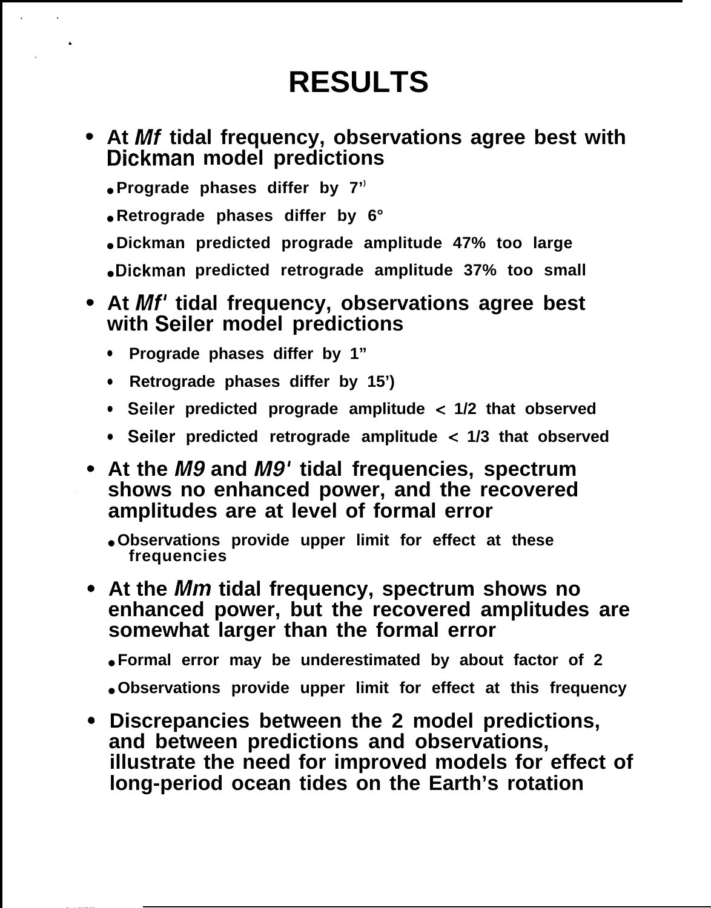# RESULTS

- At *Mf* tidal frequency, observations agree best with Dickman model predictions
  - Prograde phases differ by 7°
  - Retrograde phases differ by 6°
  - Dickman predicted prograde amplitude 47% too large
  - Dickman predicted retrograde amplitude 37% too small
- At *Mf'* tidal frequency, observations agree best with Seiler model predictions
  - Prograde phases differ by 1°
  - Retrograde phases differ by 15°
  - Seiler predicted prograde amplitude < 1/2 that observed
  - Seiler predicted retrograde amplitude < 1/3 that observed
- At the *M9* and *M9'* tidal frequencies, spectrum shows no enhanced power, and the recovered amplitudes are at level of formal error
  - Observations provide upper limit for effect at these frequencies
- At the *Mm* tidal frequency, spectrum shows no enhanced power, but the recovered amplitudes are somewhat larger than the formal error
  - Formal error may be underestimated by about factor of 2
  - Observations provide upper limit for effect at this frequency
- Discrepancies between the 2 model predictions, and between predictions and observations, illustrate the need for improved models for effect of long-period ocean tides on the Earth's rotation